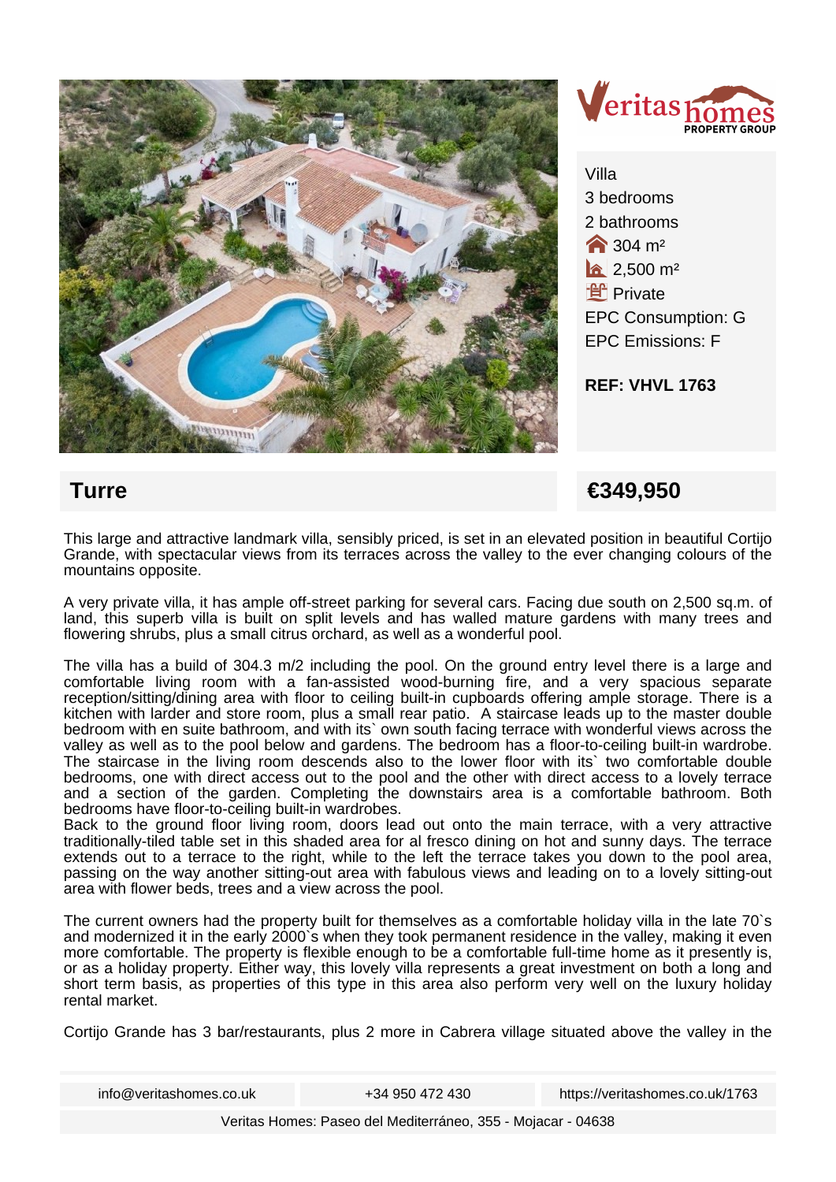Veritas homes PROPERTY GROUP

Villa
3 bedrooms
2 bathrooms
304 m²
2,500 m²
Private
EPC Consumption: G
EPC Emissions: F

**REF: VHVL 1763**

## Turre

## €349,950

This large and attractive landmark villa, sensibly priced, is set in an elevated position in beautiful Cortijo Grande, with spectacular views from its terraces across the valley to the ever changing colours of the mountains opposite.

A very private villa, it has ample off-street parking for several cars. Facing due south on 2,500 sq.m. of land, this superb villa is built on split levels and has walled mature gardens with many trees and flowering shrubs, plus a small citrus orchard, as well as a wonderful pool.

The villa has a build of 304.3 m/2 including the pool. On the ground entry level there is a large and comfortable living room with a fan-assisted wood-burning fire, and a very spacious separate reception/sitting/dining area with floor to ceiling built-in cupboards offering ample storage. There is a kitchen with larder and store room, plus a small rear patio. A staircase leads up to the master double bedroom with en suite bathroom, and with its` own south facing terrace with wonderful views across the valley as well as to the pool below and gardens. The bedroom has a floor-to-ceiling built-in wardrobe. The staircase in the living room descends also to the lower floor with its` two comfortable double bedrooms, one with direct access to the pool and the other with direct access to a lovely terrace and a section of the garden. Completing the downstairs area is a comfortable bathroom. Both bedrooms have floor-to-ceiling built-in wardrobes.
Back to the ground floor living room, doors lead out onto the main terrace, with a very attractive traditionally-tiled table set in this shaded area for al fresco dining on hot and sunny days. The terrace extends out to a terrace to the right, while to the left the terrace takes you down to the pool area, passing on the way another sitting-out area with fabulous views and leading on to a lovely sitting-out area with flower beds, trees and a view across the pool.

The current owners had the property built for themselves as a comfortable holiday villa in the late 70`s and modernized it in the early 2000`s when they took permanent residence in the valley, making it even more comfortable. The property is flexible enough to be a comfortable full-time home as it presently is, or as a holiday property. Either way, this lovely villa represents a great investment on both a long and short term basis, as properties of this type in this area also perform very well on the luxury holiday rental market.

Cortijo Grande has 3 bar/restaurants, plus 2 more in Cabrera village situated above the valley in the

info@veritashomes.co.uk | +34 950 472 430 | https://veritashomes.co.uk/1763

Veritas Homes: Paseo del Mediterráneo, 355 - Mojacar - 04638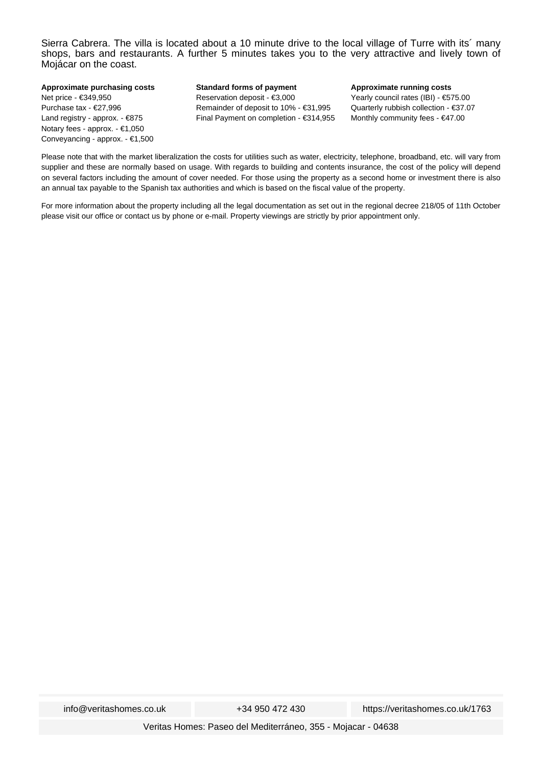Sierra Cabrera. The villa is located about a 10 minute drive to the local village of Turre with its´ many shops, bars and restaurants. A further 5 minutes takes you to the very attractive and lively town of Mojácar on the coast.

**Approximate purchasing costs**

Net price - €349,950
Purchase tax - €27,996
Land registry - approx. - €875
Notary fees - approx. - €1,050
Conveyancing - approx. - €1,500

**Standard forms of payment**

Reservation deposit - €3,000
Remainder of deposit to 10% - €31,995
Final Payment on completion - €314,955

**Approximate running costs**

Yearly council rates (IBI) - €575.00
Quarterly rubbish collection - €37.07
Monthly community fees - €47.00

Please note that with the market liberalization the costs for utilities such as water, electricity, telephone, broadband, etc. will vary from supplier and these are normally based on usage. With regards to building and contents insurance, the cost of the policy will depend on several factors including the amount of cover needed. For those using the property as a second home or investment there is also an annual tax payable to the Spanish tax authorities and which is based on the fiscal value of the property.

For more information about the property including all the legal documentation as set out in the regional decree 218/05 of 11th October please visit our office or contact us by phone or e-mail. Property viewings are strictly by prior appointment only.

info@veritashomes.co.uk | +34 950 472 430 | https://veritashomes.co.uk/1763

Veritas Homes: Paseo del Mediterráneo, 355 - Mojacar - 04638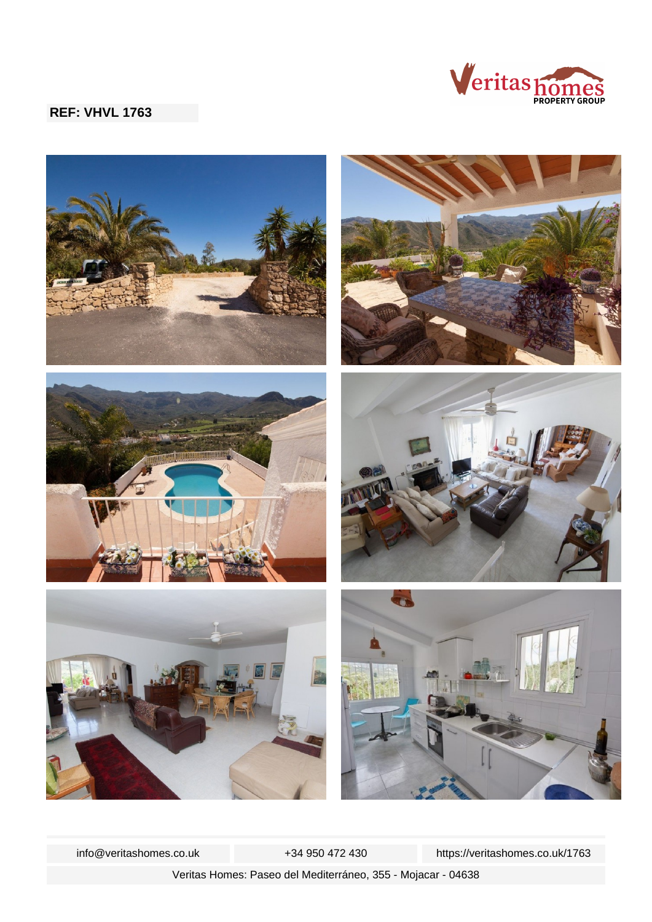**REF: VHVL 1763**

info@veritashomes.co.uk

+34 950 472 430

https://veritashomes.co.uk/1763

Veritas Homes: Paseo del Mediterráneo, 355 - Mojacar - 04638